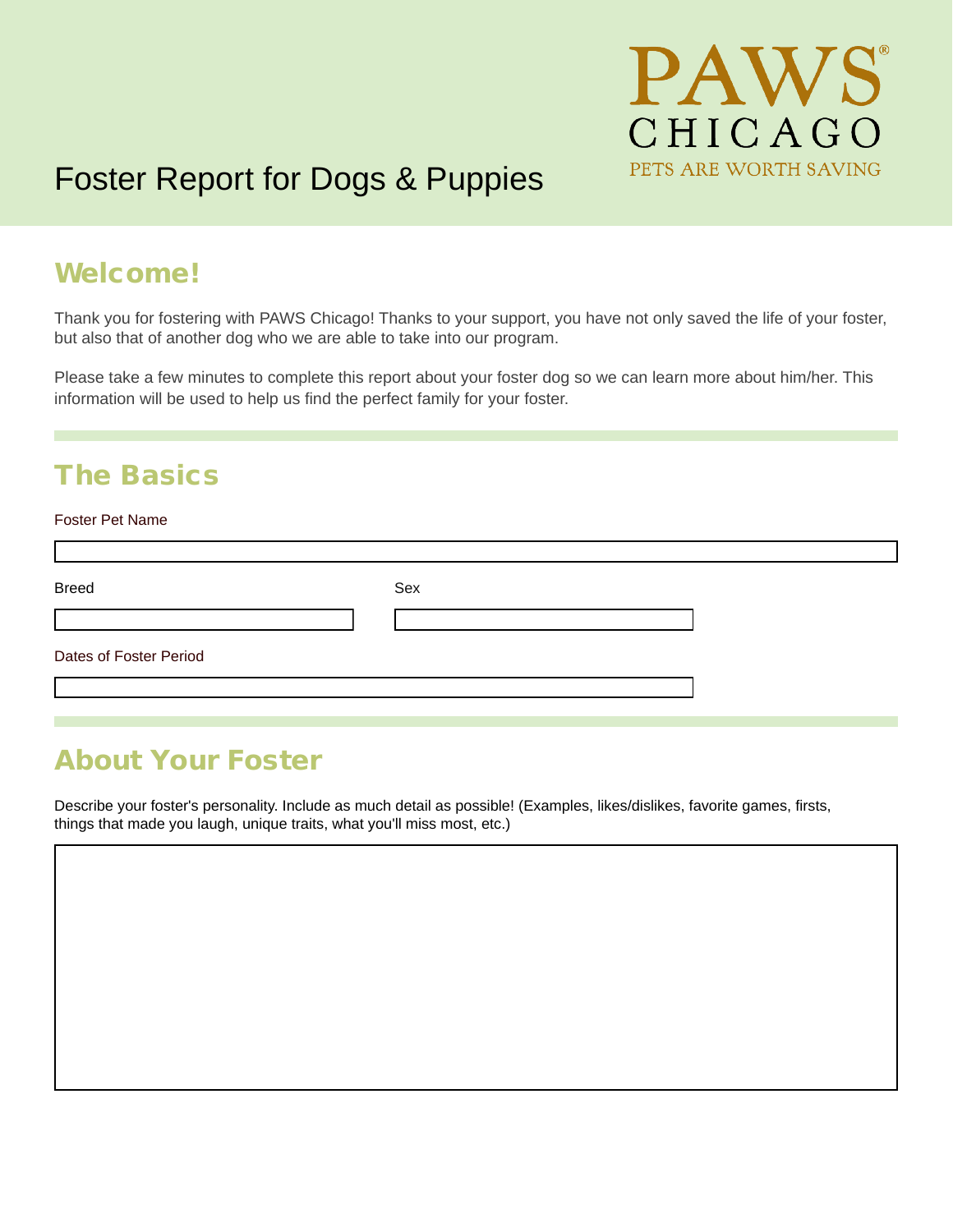PAWS CHICAGO
PETS ARE WORTH SAVING

# Foster Report for Dogs & Puppies

## Welcome!

Thank you for fostering with PAWS Chicago! Thanks to your support, you have not only saved the life of your foster, but also that of another dog who we are able to take into our program.

Please take a few minutes to complete this report about your foster dog so we can learn more about him/her. This information will be used to help us find the perfect family for your foster.

## The Basics

Foster Pet Name

Breed

Sex

Dates of Foster Period

## About Your Foster

Describe your foster's personality. Include as much detail as possible! (Examples, likes/dislikes, favorite games, firsts, things that made you laugh, unique traits, what you'll miss most, etc.)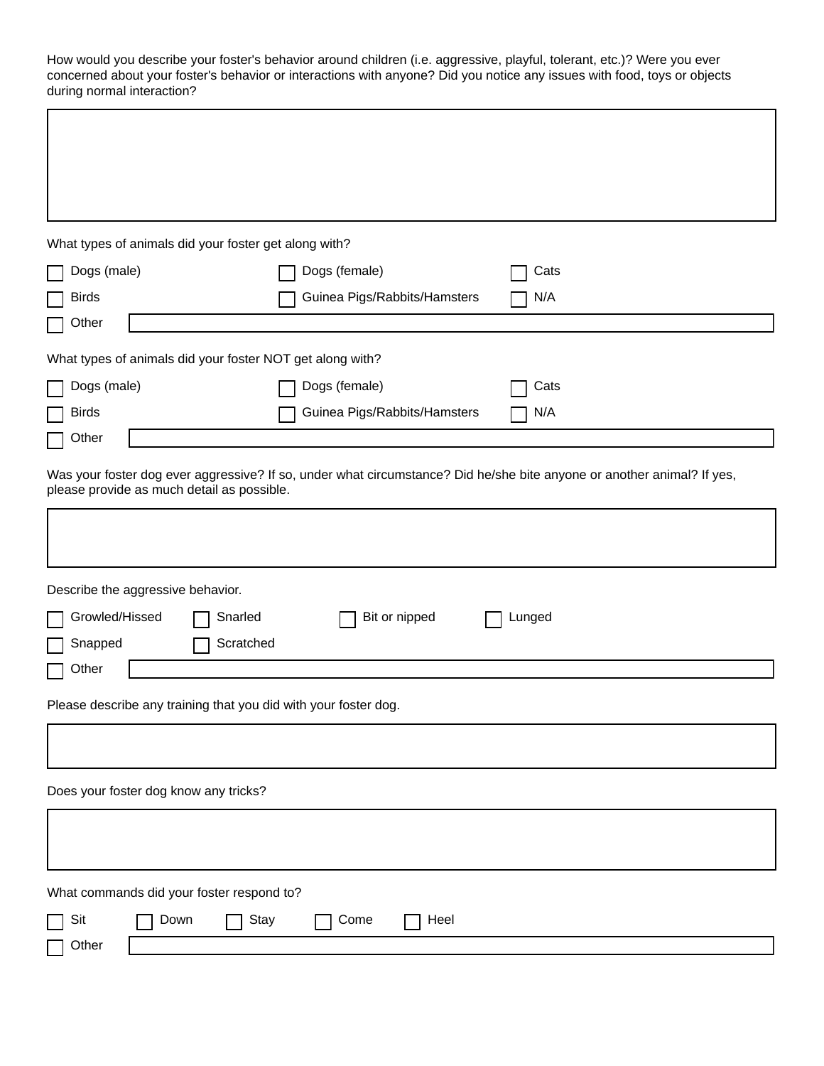How would you describe your foster's behavior around children (i.e. aggressive, playful, tolerant, etc.)? Were you ever concerned about your foster's behavior or interactions with anyone? Did you notice any issues with food, toys or objects during normal interaction?

What types of animals did your foster get along with?

- [ ] Dogs (male)
- [ ] Dogs (female)
- [ ] Cats
- [ ] Birds
- [ ] Guinea Pigs/Rabbits/Hamsters
- [ ] N/A
- [ ] Other

What types of animals did your foster NOT get along with?

- [ ] Dogs (male)
- [ ] Dogs (female)
- [ ] Cats
- [ ] Birds
- [ ] Guinea Pigs/Rabbits/Hamsters
- [ ] N/A
- [ ] Other

Was your foster dog ever aggressive? If so, under what circumstance? Did he/she bite anyone or another animal? If yes, please provide as much detail as possible.

Describe the aggressive behavior.

- [ ] Growled/Hissed
- [ ] Snarled
- [ ] Bit or nipped
- [ ] Lunged
- [ ] Snapped
- [ ] Scratched
- [ ] Other

Please describe any training that you did with your foster dog.

Does your foster dog know any tricks?

What commands did your foster respond to?

- [ ] Sit
- [ ] Down
- [ ] Stay
- [ ] Come
- [ ] Heel
- [ ] Other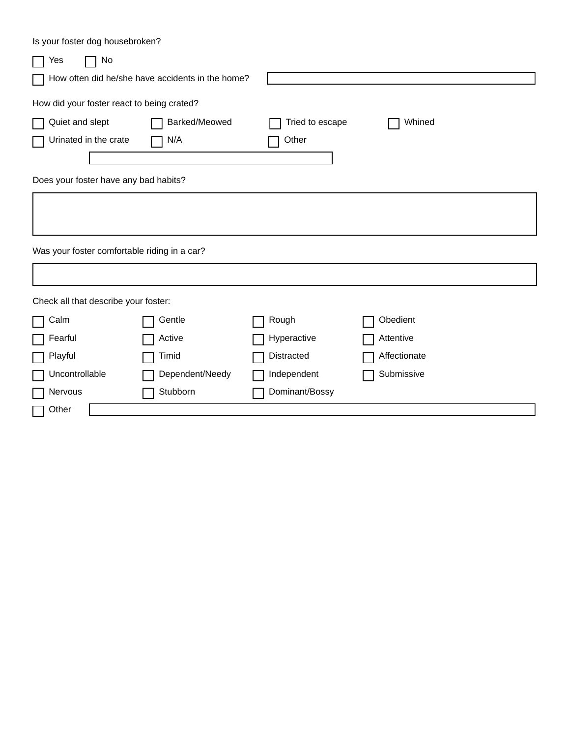Is your foster dog housebroken?

☐ Yes ☐ No

☐ How often did he/she have accidents in the home? \_\_\_\_\_\_\_\_\_\_\_\_\_\_\_\_\_\_\_\_

How did your foster react to being crated?

| | | | |
|---|---|---|---|
| ☐ Quiet and slept | ☐ Barked/Meowed | ☐ Tried to escape | ☐ Whined |
| ☐ Urinated in the crate | ☐ N/A | ☐ Other | |

\_\_\_\_\_\_\_\_\_\_\_\_\_\_\_\_\_\_\_\_

Does your foster have any bad habits?

\_\_\_\_\_\_\_\_\_\_\_\_\_\_\_\_\_\_\_\_

Was your foster comfortable riding in a car?

\_\_\_\_\_\_\_\_\_\_\_\_\_\_\_\_\_\_\_\_

Check all that describe your foster:

| | | | |
|---|---|---|---|
| ☐ Calm | ☐ Gentle | ☐ Rough | ☐ Obedient |
| ☐ Fearful | ☐ Active | ☐ Hyperactive | ☐ Attentive |
| ☐ Playful | ☐ Timid | ☐ Distracted | ☐ Affectionate |
| ☐ Uncontrollable | ☐ Dependent/Needy | ☐ Independent | ☐ Submissive |
| ☐ Nervous | ☐ Stubborn | ☐ Dominant/Bossy | |

☐ Other \_\_\_\_\_\_\_\_\_\_\_\_\_\_\_\_\_\_\_\_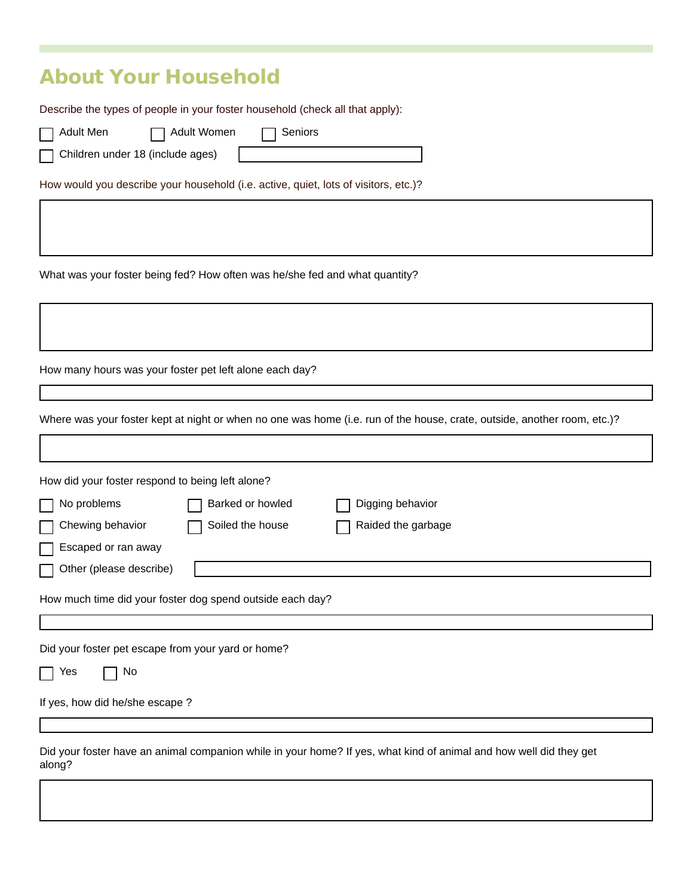## About Your Household

Describe the types of people in your foster household (check all that apply):

- [ ] Adult Men
- [ ] Adult Women
- [ ] Seniors
- [ ] Children under 18 (include ages) \_\_\_\_\_\_\_\_\_\_

How would you describe your household (i.e. active, quiet, lots of visitors, etc.)?

What was your foster being fed? How often was he/she fed and what quantity?

How many hours was your foster pet left alone each day?

Where was your foster kept at night or when no one was home (i.e. run of the house, crate, outside, another room, etc.)?

How did your foster respond to being left alone?

- [ ] No problems
- [ ] Barked or howled
- [ ] Digging behavior
- [ ] Chewing behavior
- [ ] Soiled the house
- [ ] Raided the garbage
- [ ] Escaped or ran away
- [ ] Other (please describe) \_\_\_\_\_\_\_\_\_\_

How much time did your foster dog spend outside each day?

Did your foster pet escape from your yard or home?

- [ ] Yes
- [ ] No

If yes, how did he/she escape ?

Did your foster have an animal companion while in your home? If yes, what kind of animal and how well did they get along?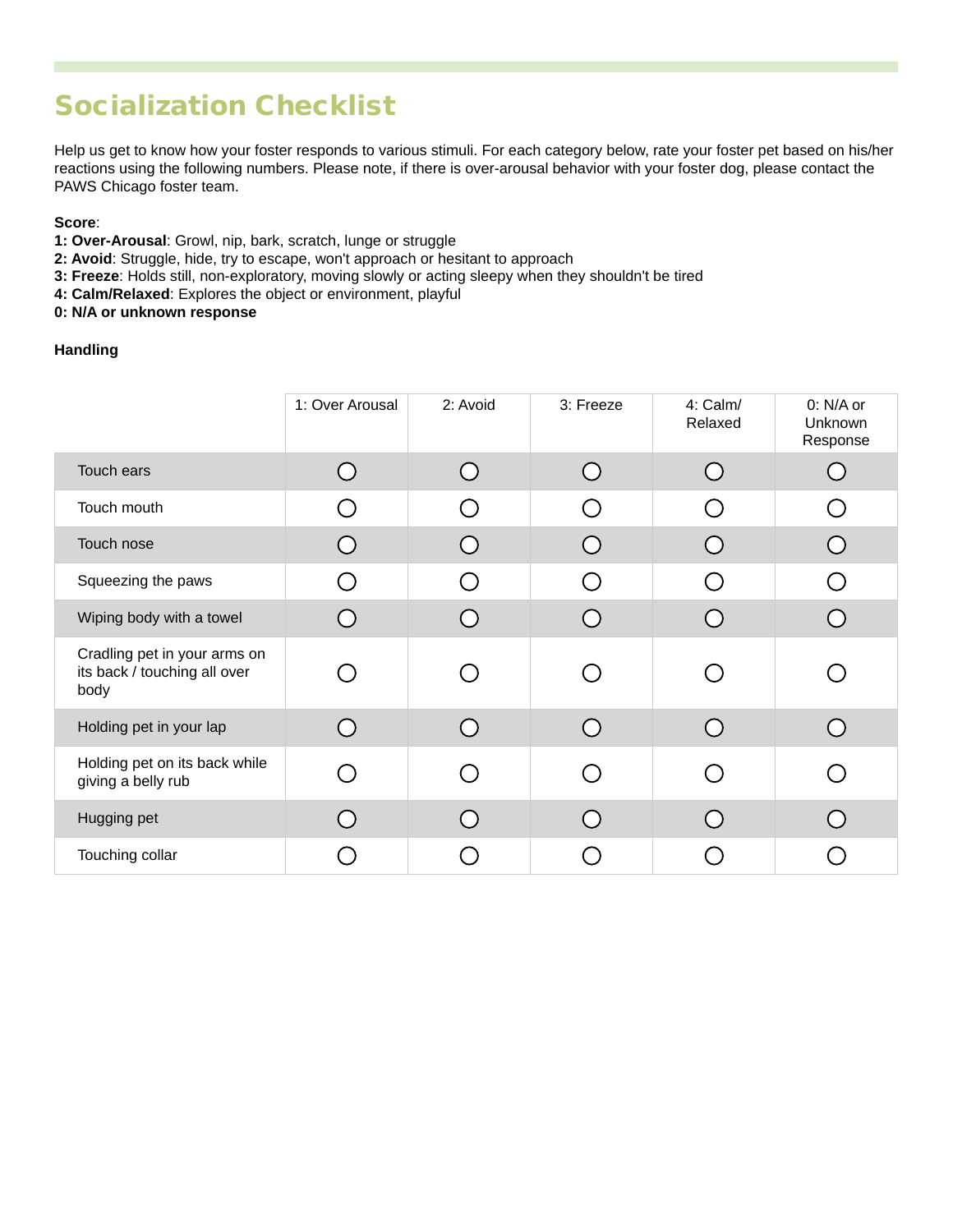# Socialization Checklist

Help us get to know how your foster responds to various stimuli. For each category below, rate your foster pet based on his/her reactions using the following numbers. Please note, if there is over-arousal behavior with your foster dog, please contact the PAWS Chicago foster team.

**Score**:
**1: Over-Arousal**: Growl, nip, bark, scratch, lunge or struggle
**2: Avoid**: Struggle, hide, try to escape, won't approach or hesitant to approach
**3: Freeze**: Holds still, non-exploratory, moving slowly or acting sleepy when they shouldn't be tired
**4: Calm/Relaxed**: Explores the object or environment, playful
**0: N/A or unknown response**

**Handling**

| | 1: Over Arousal | 2: Avoid | 3: Freeze | 4: Calm/ Relaxed | 0: N/A or Unknown Response |
|---|---|---|---|---|---|
| Touch ears | ○ | ○ | ○ | ○ | ○ |
| Touch mouth | ○ | ○ | ○ | ○ | ○ |
| Touch nose | ○ | ○ | ○ | ○ | ○ |
| Squeezing the paws | ○ | ○ | ○ | ○ | ○ |
| Wiping body with a towel | ○ | ○ | ○ | ○ | ○ |
| Cradling pet in your arms on its back / touching all over body | ○ | ○ | ○ | ○ | ○ |
| Holding pet in your lap | ○ | ○ | ○ | ○ | ○ |
| Holding pet on its back while giving a belly rub | ○ | ○ | ○ | ○ | ○ |
| Hugging pet | ○ | ○ | ○ | ○ | ○ |
| Touching collar | ○ | ○ | ○ | ○ | ○ |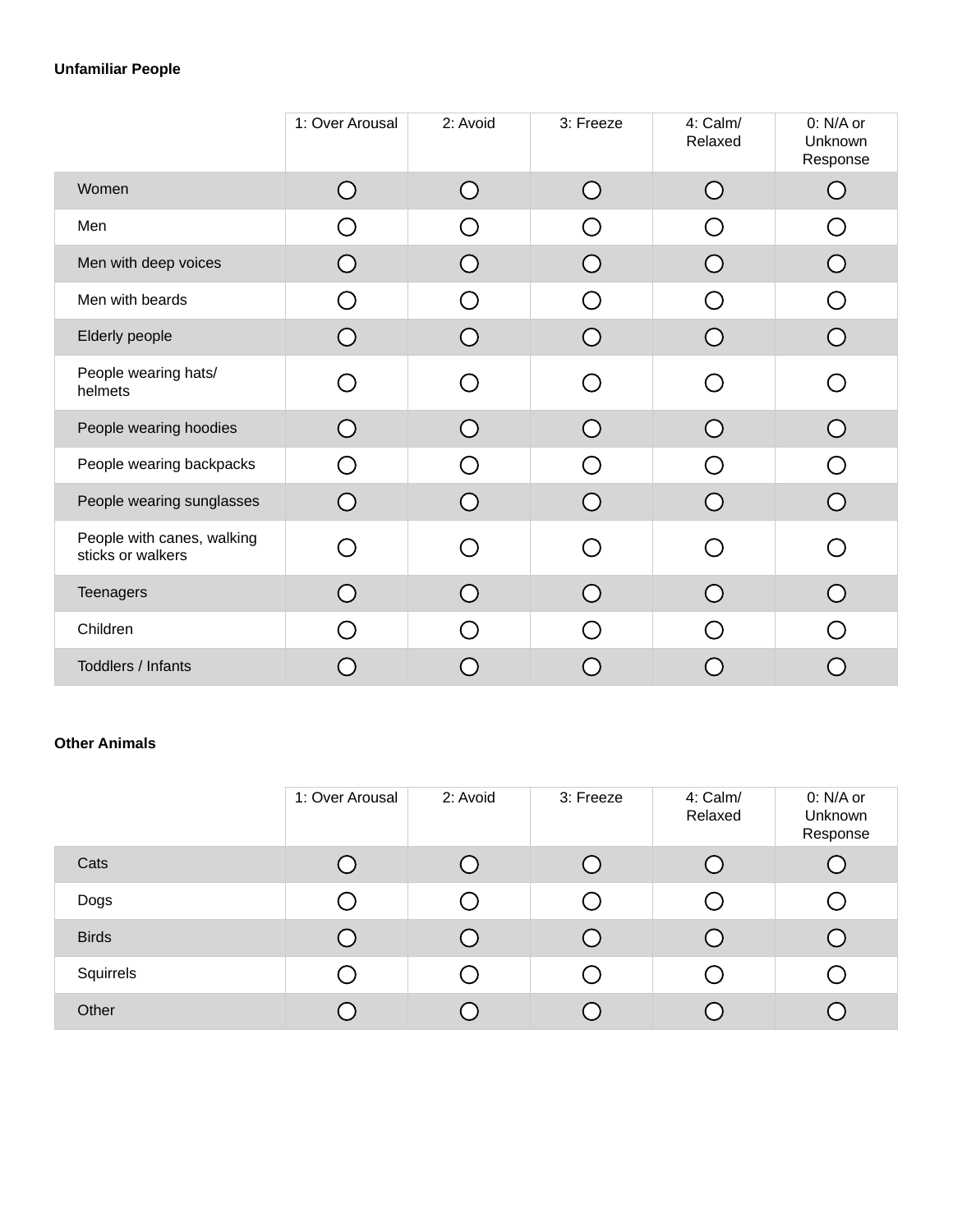**Unfamiliar People**

| | 1: Over Arousal | 2: Avoid | 3: Freeze | 4: Calm/ Relaxed | 0: N/A or Unknown Response |
|---|---|---|---|---|---|
| Women | ○ | ○ | ○ | ○ | ○ |
| Men | ○ | ○ | ○ | ○ | ○ |
| Men with deep voices | ○ | ○ | ○ | ○ | ○ |
| Men with beards | ○ | ○ | ○ | ○ | ○ |
| Elderly people | ○ | ○ | ○ | ○ | ○ |
| People wearing hats/ helmets | ○ | ○ | ○ | ○ | ○ |
| People wearing hoodies | ○ | ○ | ○ | ○ | ○ |
| People wearing backpacks | ○ | ○ | ○ | ○ | ○ |
| People wearing sunglasses | ○ | ○ | ○ | ○ | ○ |
| People with canes, walking sticks or walkers | ○ | ○ | ○ | ○ | ○ |
| Teenagers | ○ | ○ | ○ | ○ | ○ |
| Children | ○ | ○ | ○ | ○ | ○ |
| Toddlers / Infants | ○ | ○ | ○ | ○ | ○ |

**Other Animals**

| | 1: Over Arousal | 2: Avoid | 3: Freeze | 4: Calm/ Relaxed | 0: N/A or Unknown Response |
|---|---|---|---|---|---|
| Cats | ○ | ○ | ○ | ○ | ○ |
| Dogs | ○ | ○ | ○ | ○ | ○ |
| Birds | ○ | ○ | ○ | ○ | ○ |
| Squirrels | ○ | ○ | ○ | ○ | ○ |
| Other | ○ | ○ | ○ | ○ | ○ |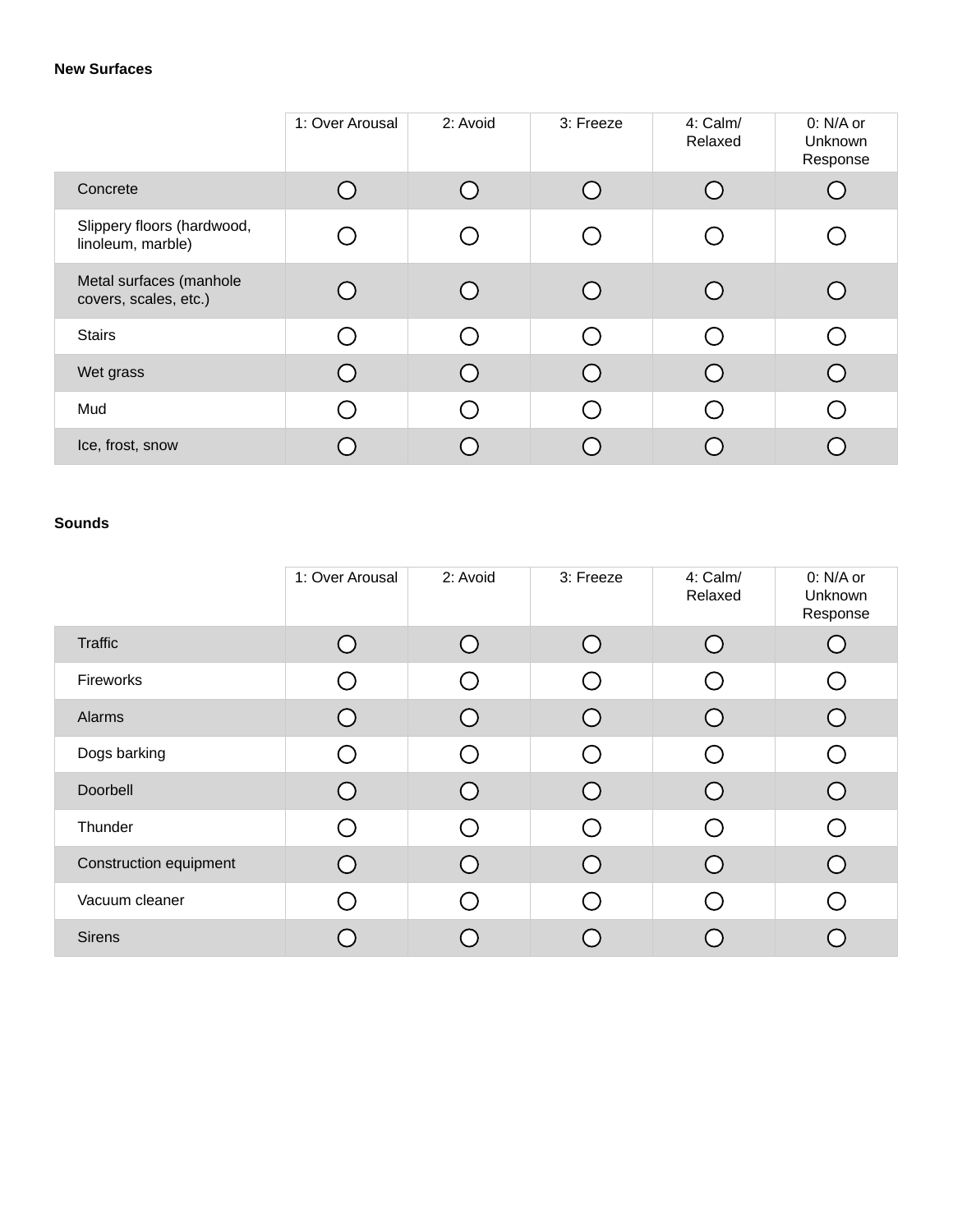**New Surfaces**

| | 1: Over Arousal | 2: Avoid | 3: Freeze | 4: Calm/ Relaxed | 0: N/A or Unknown Response |
|---|---|---|---|---|---|
| Concrete | ○ | ○ | ○ | ○ | ○ |
| Slippery floors (hardwood, linoleum, marble) | ○ | ○ | ○ | ○ | ○ |
| Metal surfaces (manhole covers, scales, etc.) | ○ | ○ | ○ | ○ | ○ |
| Stairs | ○ | ○ | ○ | ○ | ○ |
| Wet grass | ○ | ○ | ○ | ○ | ○ |
| Mud | ○ | ○ | ○ | ○ | ○ |
| Ice, frost, snow | ○ | ○ | ○ | ○ | ○ |

**Sounds**

| | 1: Over Arousal | 2: Avoid | 3: Freeze | 4: Calm/ Relaxed | 0: N/A or Unknown Response |
|---|---|---|---|---|---|
| Traffic | ○ | ○ | ○ | ○ | ○ |
| Fireworks | ○ | ○ | ○ | ○ | ○ |
| Alarms | ○ | ○ | ○ | ○ | ○ |
| Dogs barking | ○ | ○ | ○ | ○ | ○ |
| Doorbell | ○ | ○ | ○ | ○ | ○ |
| Thunder | ○ | ○ | ○ | ○ | ○ |
| Construction equipment | ○ | ○ | ○ | ○ | ○ |
| Vacuum cleaner | ○ | ○ | ○ | ○ | ○ |
| Sirens | ○ | ○ | ○ | ○ | ○ |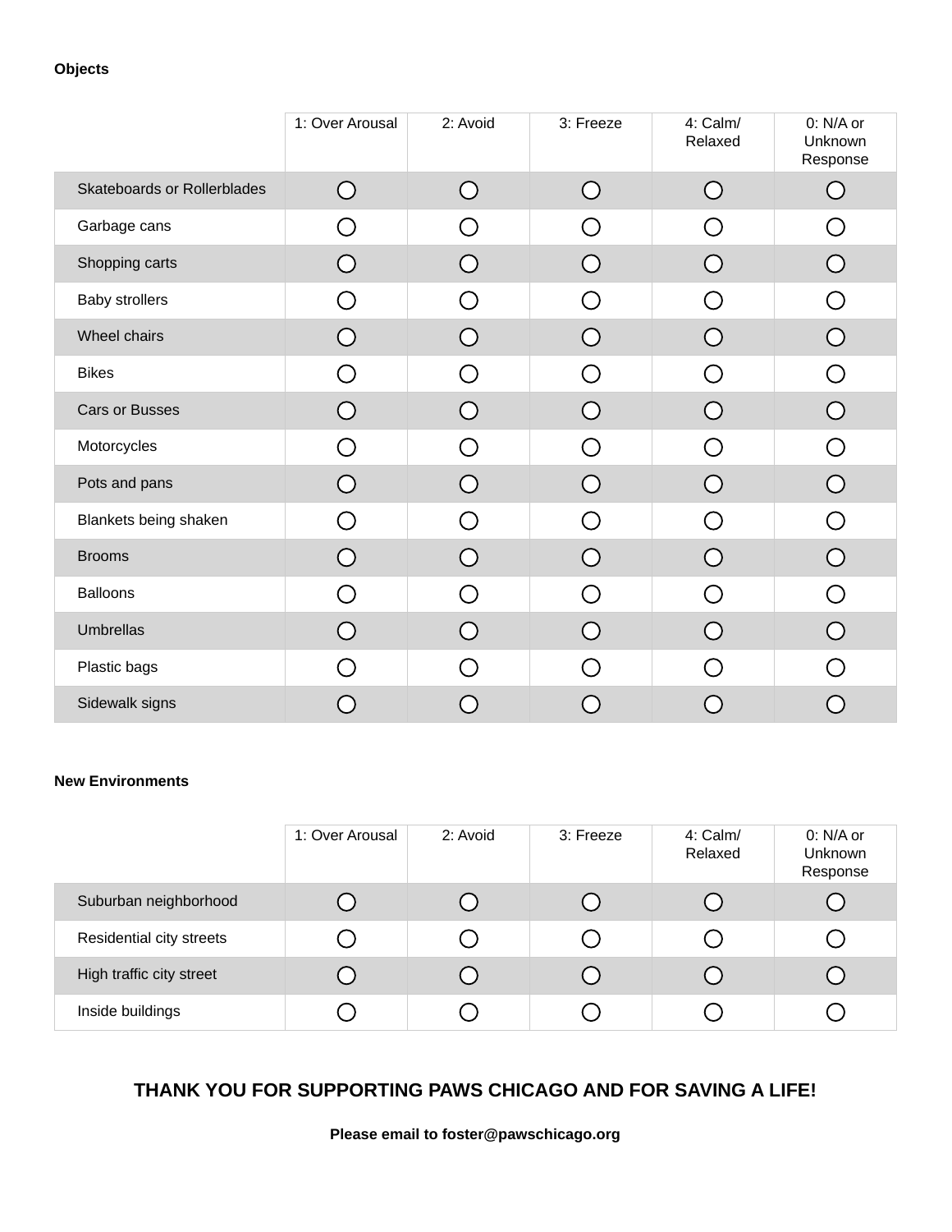**Objects**

| | 1: Over Arousal | 2: Avoid | 3: Freeze | 4: Calm/ Relaxed | 0: N/A or Unknown Response |
|---|---|---|---|---|---|
| Skateboards or Rollerblades | ◯ | ◯ | ◯ | ◯ | ◯ |
| Garbage cans | ◯ | ◯ | ◯ | ◯ | ◯ |
| Shopping carts | ◯ | ◯ | ◯ | ◯ | ◯ |
| Baby strollers | ◯ | ◯ | ◯ | ◯ | ◯ |
| Wheel chairs | ◯ | ◯ | ◯ | ◯ | ◯ |
| Bikes | ◯ | ◯ | ◯ | ◯ | ◯ |
| Cars or Busses | ◯ | ◯ | ◯ | ◯ | ◯ |
| Motorcycles | ◯ | ◯ | ◯ | ◯ | ◯ |
| Pots and pans | ◯ | ◯ | ◯ | ◯ | ◯ |
| Blankets being shaken | ◯ | ◯ | ◯ | ◯ | ◯ |
| Brooms | ◯ | ◯ | ◯ | ◯ | ◯ |
| Balloons | ◯ | ◯ | ◯ | ◯ | ◯ |
| Umbrellas | ◯ | ◯ | ◯ | ◯ | ◯ |
| Plastic bags | ◯ | ◯ | ◯ | ◯ | ◯ |
| Sidewalk signs | ◯ | ◯ | ◯ | ◯ | ◯ |

**New Environments**

| | 1: Over Arousal | 2: Avoid | 3: Freeze | 4: Calm/ Relaxed | 0: N/A or Unknown Response |
|---|---|---|---|---|---|
| Suburban neighborhood | ◯ | ◯ | ◯ | ◯ | ◯ |
| Residential city streets | ◯ | ◯ | ◯ | ◯ | ◯ |
| High traffic city street | ◯ | ◯ | ◯ | ◯ | ◯ |
| Inside buildings | ◯ | ◯ | ◯ | ◯ | ◯ |

## THANK YOU FOR SUPPORTING PAWS CHICAGO AND FOR SAVING A LIFE!

**Please email to foster@pawschicago.org**